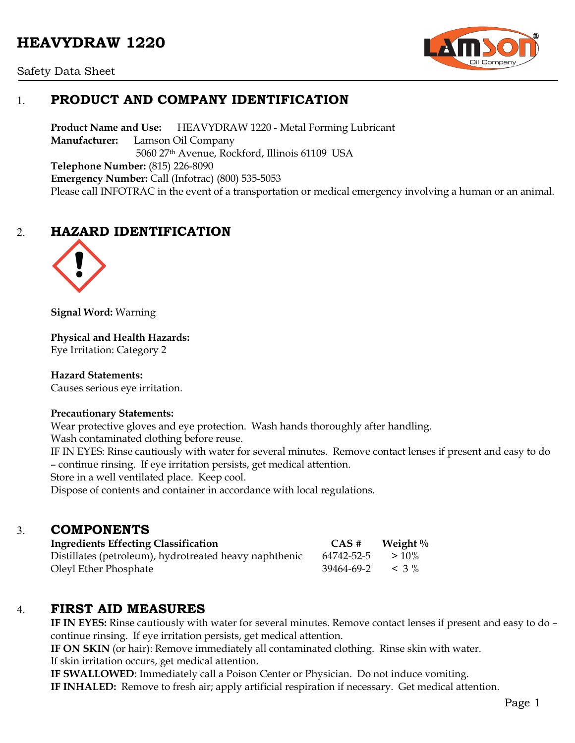# HEAVYDRAW 1220

Safety Data Sheet

## 1. PRODUCT AND COMPANY IDENTIFICATION

**Product Name and Use:** HEAVYDRAW 1220 - Metal Forming Lubricant
**Manufacturer:** Lamson Oil Company
5060 27th Avenue, Rockford, Illinois 61109 USA
**Telephone Number:** (815) 226-8090
**Emergency Number:** Call (Infotrac) (800) 535-5053
Please call INFOTRAC in the event of a transportation or medical emergency involving a human or an animal.

## 2. HAZARD IDENTIFICATION

**Signal Word:** Warning

**Physical and Health Hazards:**
Eye Irritation: Category 2

**Hazard Statements:**
Causes serious eye irritation.

**Precautionary Statements:**
Wear protective gloves and eye protection. Wash hands thoroughly after handling.
Wash contaminated clothing before reuse.
IF IN EYES: Rinse cautiously with water for several minutes. Remove contact lenses if present and easy to do – continue rinsing. If eye irritation persists, get medical attention.
Store in a well ventilated place. Keep cool.
Dispose of contents and container in accordance with local regulations.

## 3. COMPONENTS

| Ingredients Effecting Classification | CAS # | Weight % |
|---|---|---|
| Distillates (petroleum), hydrotreated heavy naphthenic | 64742-52-5 | > 10% |
| Oleyl Ether Phosphate | 39464-69-2 | < 3 % |

## 4. FIRST AID MEASURES

**IF IN EYES:** Rinse cautiously with water for several minutes. Remove contact lenses if present and easy to do – continue rinsing. If eye irritation persists, get medical attention.
**IF ON SKIN** (or hair): Remove immediately all contaminated clothing. Rinse skin with water.
If skin irritation occurs, get medical attention.
**IF SWALLOWED**: Immediately call a Poison Center or Physician. Do not induce vomiting.
**IF INHALED:** Remove to fresh air; apply artificial respiration if necessary. Get medical attention.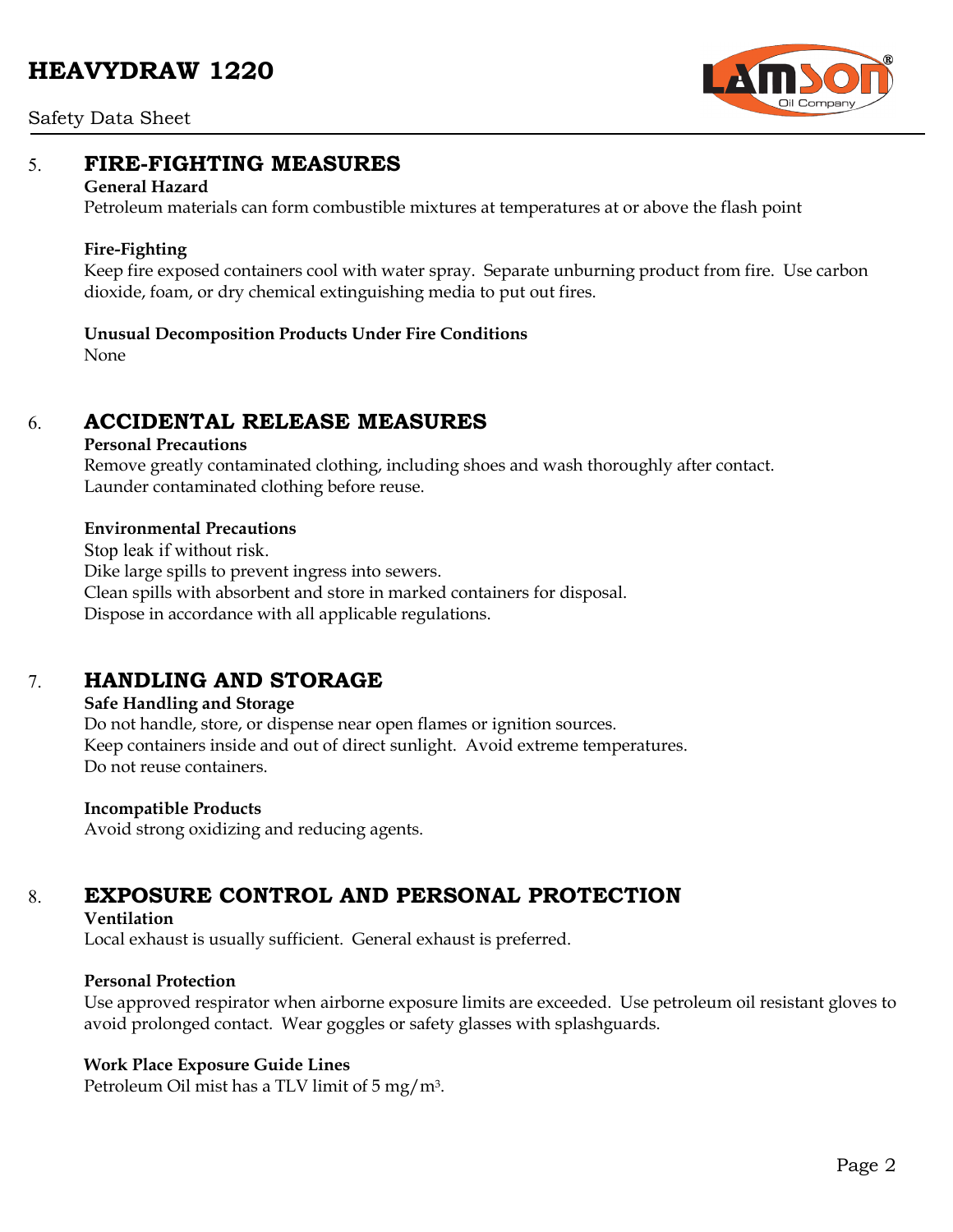## 5. FIRE-FIGHTING MEASURES

**General Hazard**
Petroleum materials can form combustible mixtures at temperatures at or above the flash point

**Fire-Fighting**
Keep fire exposed containers cool with water spray. Separate unburning product from fire. Use carbon dioxide, foam, or dry chemical extinguishing media to put out fires.

**Unusual Decomposition Products Under Fire Conditions**
None

## 6. ACCIDENTAL RELEASE MEASURES

**Personal Precautions**
Remove greatly contaminated clothing, including shoes and wash thoroughly after contact.
Launder contaminated clothing before reuse.

**Environmental Precautions**
Stop leak if without risk.
Dike large spills to prevent ingress into sewers.
Clean spills with absorbent and store in marked containers for disposal.
Dispose in accordance with all applicable regulations.

## 7. HANDLING AND STORAGE

**Safe Handling and Storage**
Do not handle, store, or dispense near open flames or ignition sources.
Keep containers inside and out of direct sunlight. Avoid extreme temperatures.
Do not reuse containers.

**Incompatible Products**
Avoid strong oxidizing and reducing agents.

## 8. EXPOSURE CONTROL AND PERSONAL PROTECTION

**Ventilation**
Local exhaust is usually sufficient. General exhaust is preferred.

**Personal Protection**
Use approved respirator when airborne exposure limits are exceeded. Use petroleum oil resistant gloves to avoid prolonged contact. Wear goggles or safety glasses with splashguards.

**Work Place Exposure Guide Lines**
Petroleum Oil mist has a TLV limit of 5 $mg/m^3$.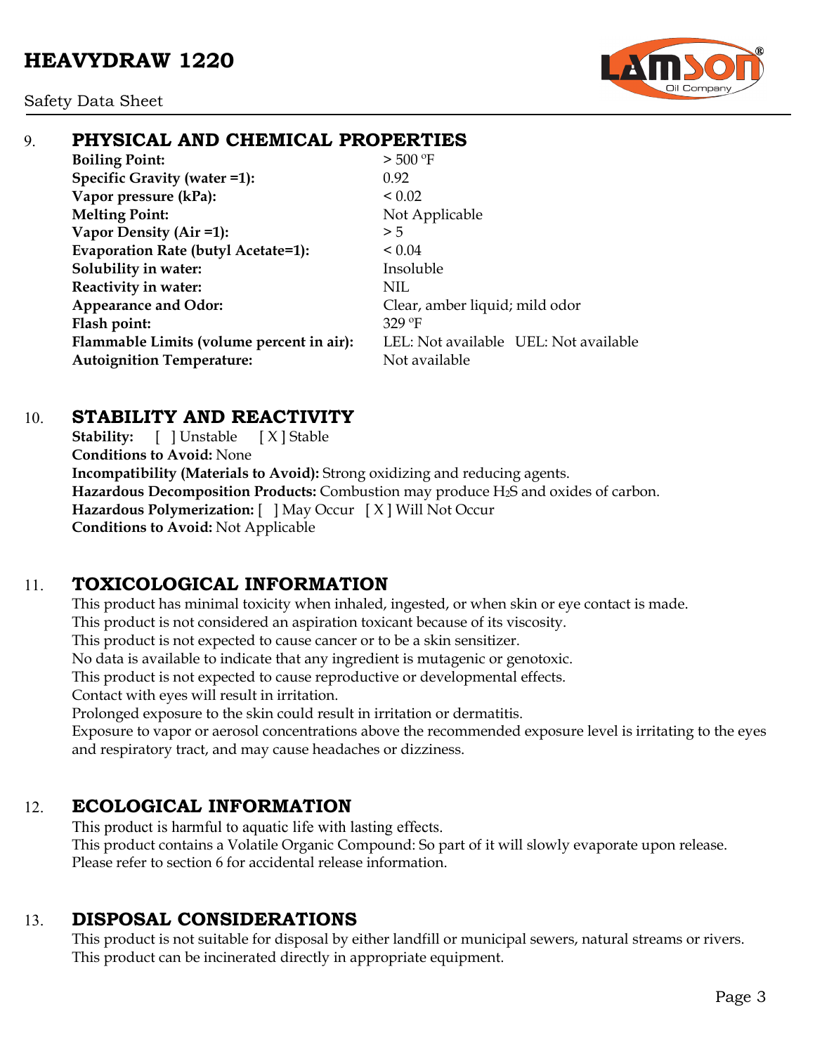## 9. PHYSICAL AND CHEMICAL PROPERTIES

| | |
|---|---|
| **Boiling Point:** | > 500 ºF |
| **Specific Gravity (water =1):** | 0.92 |
| **Vapor pressure (kPa):** | < 0.02 |
| **Melting Point:** | Not Applicable |
| **Vapor Density (Air =1):** | > 5 |
| **Evaporation Rate (butyl Acetate=1):** | < 0.04 |
| **Solubility in water:** | Insoluble |
| **Reactivity in water:** | NIL |
| **Appearance and Odor:** | Clear, amber liquid; mild odor |
| **Flash point:** | 329 ºF |
| **Flammable Limits (volume percent in air):** | LEL: Not available UEL: Not available |
| **Autoignition Temperature:** | Not available |

## 10. STABILITY AND REACTIVITY

**Stability:** [ ] Unstable [ X ] Stable
**Conditions to Avoid:** None
**Incompatibility (Materials to Avoid):** Strong oxidizing and reducing agents.
**Hazardous Decomposition Products:** Combustion may produce $H_2S$ and oxides of carbon.
**Hazardous Polymerization:** [ ] May Occur [ X ] Will Not Occur
**Conditions to Avoid:** Not Applicable

## 11. TOXICOLOGICAL INFORMATION

This product has minimal toxicity when inhaled, ingested, or when skin or eye contact is made.
This product is not considered an aspiration toxicant because of its viscosity.
This product is not expected to cause cancer or to be a skin sensitizer.
No data is available to indicate that any ingredient is mutagenic or genotoxic.
This product is not expected to cause reproductive or developmental effects.
Contact with eyes will result in irritation.
Prolonged exposure to the skin could result in irritation or dermatitis.
Exposure to vapor or aerosol concentrations above the recommended exposure level is irritating to the eyes and respiratory tract, and may cause headaches or dizziness.

## 12. ECOLOGICAL INFORMATION

This product is harmful to aquatic life with lasting effects.
This product contains a Volatile Organic Compound: So part of it will slowly evaporate upon release.
Please refer to section 6 for accidental release information.

## 13. DISPOSAL CONSIDERATIONS

This product is not suitable for disposal by either landfill or municipal sewers, natural streams or rivers.
This product can be incinerated directly in appropriate equipment.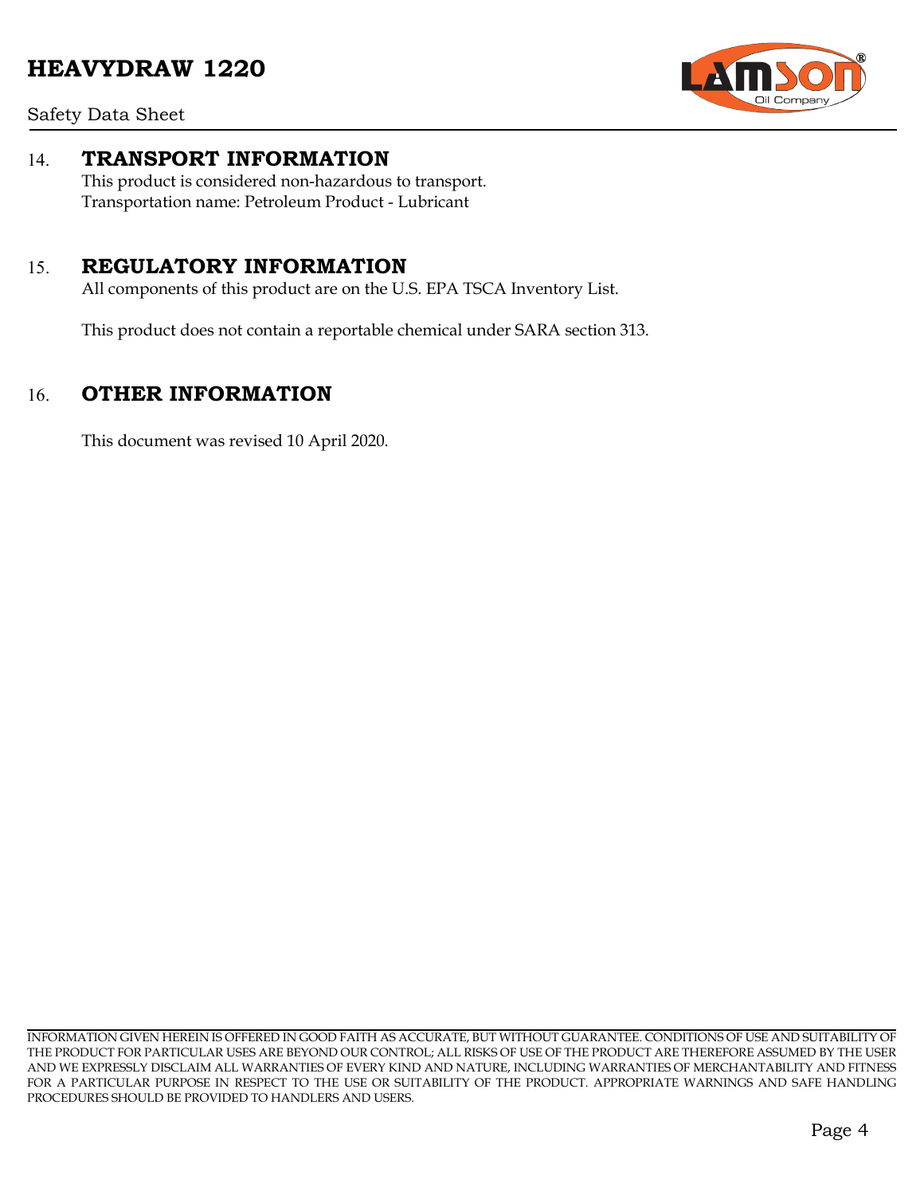## 14. TRANSPORT INFORMATION

This product is considered non-hazardous to transport.
Transportation name: Petroleum Product - Lubricant

## 15. REGULATORY INFORMATION

All components of this product are on the U.S. EPA TSCA Inventory List.

This product does not contain a reportable chemical under SARA section 313.

## 16. OTHER INFORMATION

This document was revised 10 April 2020.

INFORMATION GIVEN HEREIN IS OFFERED IN GOOD FAITH AS ACCURATE, BUT WITHOUT GUARANTEE. CONDITIONS OF USE AND SUITABILITY OF THE PRODUCT FOR PARTICULAR USES ARE BEYOND OUR CONTROL; ALL RISKS OF USE OF THE PRODUCT ARE THEREFORE ASSUMED BY THE USER AND WE EXPRESSLY DISCLAIM ALL WARRANTIES OF EVERY KIND AND NATURE, INCLUDING WARRANTIES OF MERCHANTABILITY AND FITNESS FOR A PARTICULAR PURPOSE IN RESPECT TO THE USE OR SUITABILITY OF THE PRODUCT. APPROPRIATE WARNINGS AND SAFE HANDLING PROCEDURES SHOULD BE PROVIDED TO HANDLERS AND USERS.